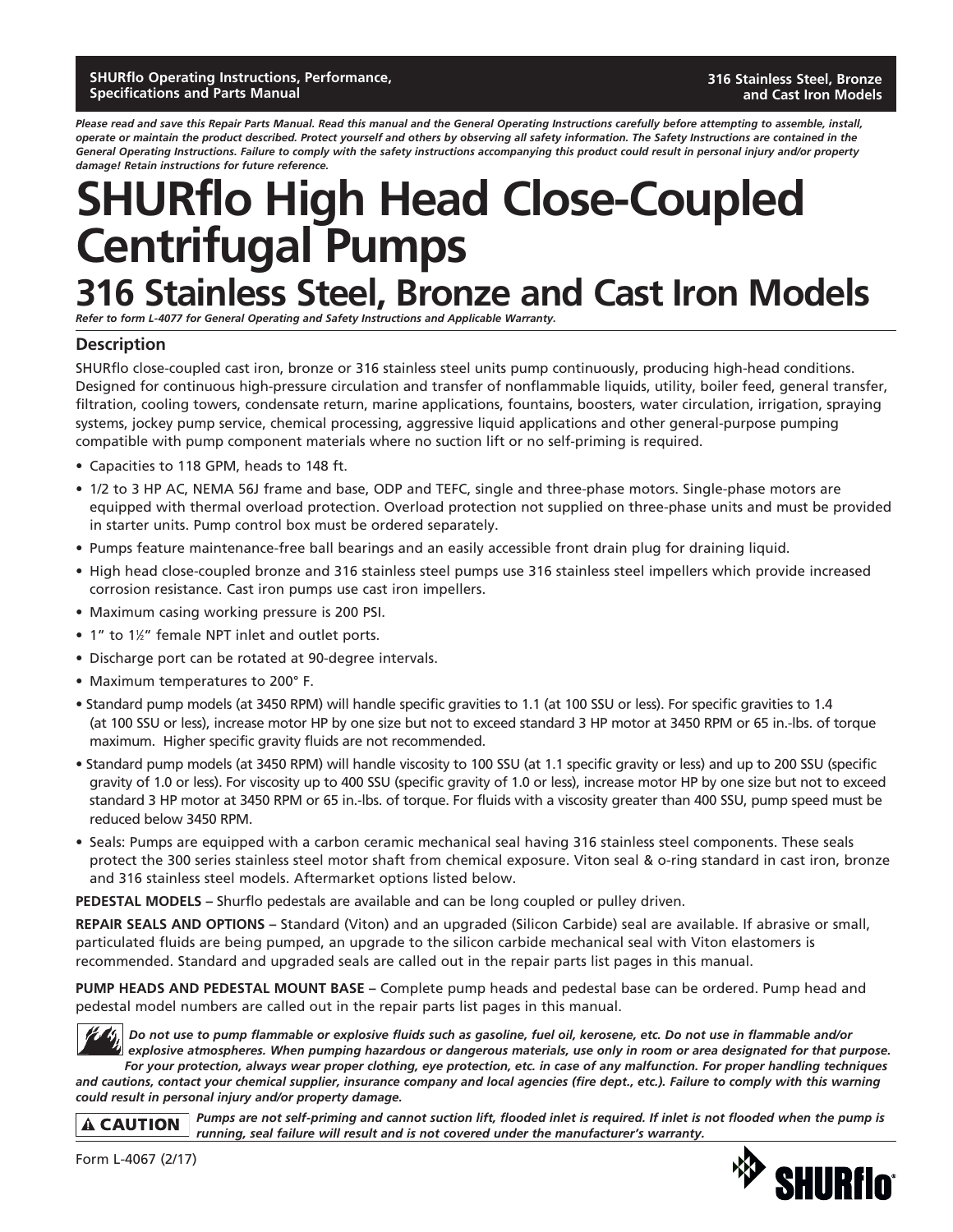SHURflo Operating Instructions, Performance, Specifications and Parts Manual

316 Stainless Steel, Bronze and Cast Iron Models

*Please read and save this Repair Parts Manual. Read this manual and the General Operating Instructions carefully before attempting to assemble, install, operate or maintain the product described. Protect yourself and others by observing all safety information. The Safety Instructions are contained in the General Operating Instructions. Failure to comply with the safety instructions accompanying this product could result in personal injury and/or property damage! Retain instructions for future reference.*

# SHURflo High Head Close-Coupled Centrifugal Pumps

## 316 Stainless Steel, Bronze and Cast Iron Models

*Refer to form L-4077 for General Operating and Safety Instructions and Applicable Warranty.*

### Description

SHURflo close-coupled cast iron, bronze or 316 stainless steel units pump continuously, producing high-head conditions. Designed for continuous high-pressure circulation and transfer of nonflammable liquids, utility, boiler feed, general transfer, filtration, cooling towers, condensate return, marine applications, fountains, boosters, water circulation, irrigation, spraying systems, jockey pump service, chemical processing, aggressive liquid applications and other general-purpose pumping compatible with pump component materials where no suction lift or no self-priming is required.

- Capacities to 118 GPM, heads to 148 ft.
- 1/2 to 3 HP AC, NEMA 56J frame and base, ODP and TEFC, single and three-phase motors. Single-phase motors are equipped with thermal overload protection. Overload protection not supplied on three-phase units and must be provided in starter units. Pump control box must be ordered separately.
- Pumps feature maintenance-free ball bearings and an easily accessible front drain plug for draining liquid.
- High head close-coupled bronze and 316 stainless steel pumps use 316 stainless steel impellers which provide increased corrosion resistance. Cast iron pumps use cast iron impellers.
- Maximum casing working pressure is 200 PSI.
- 1" to 1½" female NPT inlet and outlet ports.
- Discharge port can be rotated at 90-degree intervals.
- Maximum temperatures to 200° F.
- Standard pump models (at 3450 RPM) will handle specific gravities to 1.1 (at 100 SSU or less). For specific gravities to 1.4 (at 100 SSU or less), increase motor HP by one size but not to exceed standard 3 HP motor at 3450 RPM or 65 in.-lbs. of torque maximum. Higher specific gravity fluids are not recommended.
- Standard pump models (at 3450 RPM) will handle viscosity to 100 SSU (at 1.1 specific gravity or less) and up to 200 SSU (specific gravity of 1.0 or less). For viscosity up to 400 SSU (specific gravity of 1.0 or less), increase motor HP by one size but not to exceed standard 3 HP motor at 3450 RPM or 65 in.-lbs. of torque. For fluids with a viscosity greater than 400 SSU, pump speed must be reduced below 3450 RPM.
- Seals: Pumps are equipped with a carbon ceramic mechanical seal having 316 stainless steel components. These seals protect the 300 series stainless steel motor shaft from chemical exposure. Viton seal & o-ring standard in cast iron, bronze and 316 stainless steel models. Aftermarket options listed below.

**PEDESTAL MODELS –** Shurflo pedestals are available and can be long coupled or pulley driven.

**REPAIR SEALS AND OPTIONS –** Standard (Viton) and an upgraded (Silicon Carbide) seal are available. If abrasive or small, particulated fluids are being pumped, an upgrade to the silicon carbide mechanical seal with Viton elastomers is recommended. Standard and upgraded seals are called out in the repair parts list pages in this manual.

**PUMP HEADS AND PEDESTAL MOUNT BASE –** Complete pump heads and pedestal base can be ordered. Pump head and pedestal model numbers are called out in the repair parts list pages in this manual.

***Do not use to pump flammable or explosive fluids such as gasoline, fuel oil, kerosene, etc. Do not use in flammable and/or explosive atmospheres. When pumping hazardous or dangerous materials, use only in room or area designated for that purpose. For your protection, always wear proper clothing, eye protection, etc. in case of any malfunction. For proper handling techniques and cautions, contact your chemical supplier, insurance company and local agencies (fire dept., etc.). Failure to comply with this warning could result in personal injury and/or property damage.***

**⚠ CAUTION** ***Pumps are not self-priming and cannot suction lift, flooded inlet is required. If inlet is not flooded when the pump is running, seal failure will result and is not covered under the manufacturer's warranty.***

Form L-4067 (2/17)

SHURflo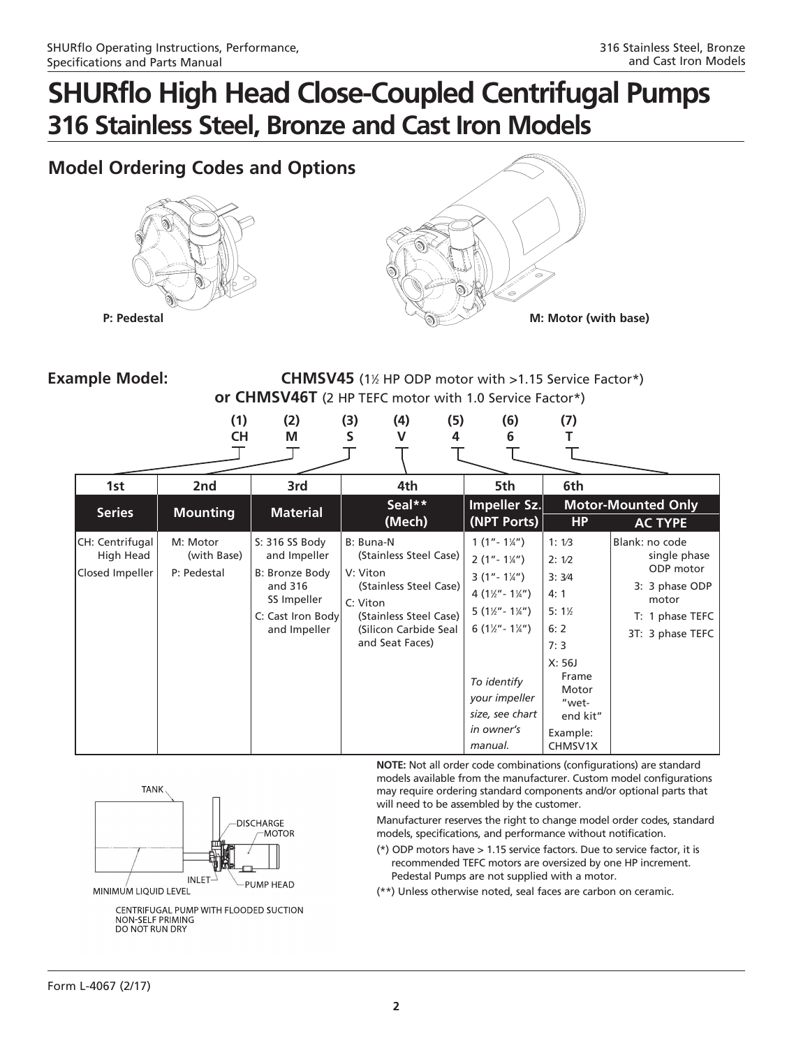# SHURflo High Head Close-Coupled Centrifugal Pumps
# 316 Stainless Steel, Bronze and Cast Iron Models

## Model Ordering Codes and Options

P: Pedestal

M: Motor (with base)

**Example Model:** **CHMSV45** (1½ HP ODP motor with >1.15 Service Factor*)
**or CHMSV46T** (2 HP TEFC motor with 1.0 Service Factor*)

| (1) | (2) | (3) | (4) | (5) | (6) | (7) |
|---|---|---|---|---|---|---|
| CH | M | S | V | 4 | 6 | T |

| 1st | 2nd | 3rd | 4th | 5th | 6th | |
|---|---|---|---|---|---|---|
| **Series** | **Mounting** | **Material** | **Seal** (Mech)** | **Impeller Sz. (NPT Ports)** | **Motor-Mounted Only** | |
| | | | | | **HP** | **AC TYPE** |
| CH: Centrifugal High Head Closed Impeller | M: Motor (with Base)<br>P: Pedestal | S: 316 SS Body and Impeller<br>B: Bronze Body and 316 SS Impeller<br>C: Cast Iron Body and Impeller | B: Buna-N (Stainless Steel Case)<br>V: Viton (Stainless Steel Case)<br>C: Viton (Stainless Steel Case) (Silicon Carbide Seal and Seat Faces) | 1 (1"- 1¼")<br>2 (1"- 1¼")<br>3 (1"- 1¼")<br>4 (1½"- 1¼")<br>5 (1½"- 1¼")<br>6 (1½"- 1¼")<br><br>*To identify your impeller size, see chart in owner's manual.* | 1: 1⁄3<br>2: 1⁄2<br>3: 3⁄4<br>4: 1<br>5: 1½<br>6: 2<br>7: 3<br>X: 56J Frame Motor "wet-end kit"<br>Example: CHMSV1X | Blank: no code single phase ODP motor<br>3: 3 phase ODP motor<br>T: 1 phase TEFC<br>3T: 3 phase TEFC |

TANK
DISCHARGE
MOTOR
INLET
PUMP HEAD
MINIMUM LIQUID LEVEL

CENTRIFUGAL PUMP WITH FLOODED SUCTION
NON-SELF PRIMING
DO NOT RUN DRY

**NOTE:** Not all order code combinations (configurations) are standard models available from the manufacturer. Custom model configurations may require ordering standard components and/or optional parts that will need to be assembled by the customer.

Manufacturer reserves the right to change model order codes, standard models, specifications, and performance without notification.

(*) ODP motors have > 1.15 service factors. Due to service factor, it is recommended TEFC motors are oversized by one HP increment. Pedestal Pumps are not supplied with a motor.

(**) Unless otherwise noted, seal faces are carbon on ceramic.

Form L-4067 (2/17)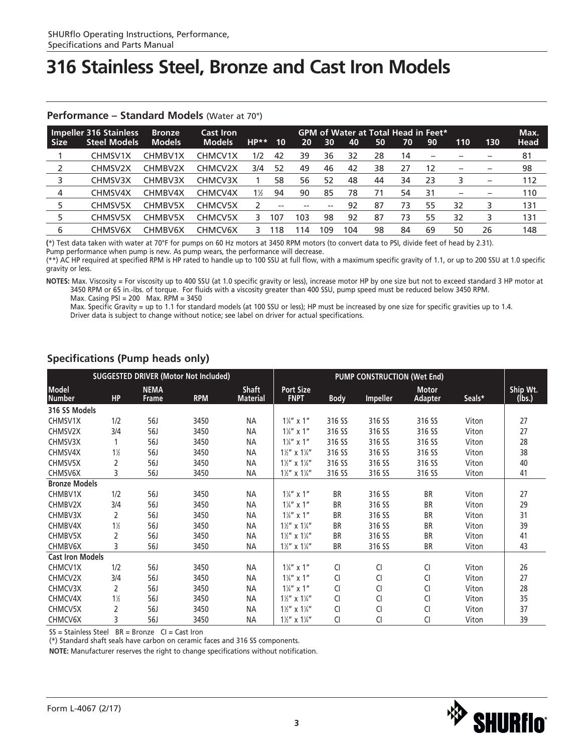# 316 Stainless Steel, Bronze and Cast Iron Models

## Performance – Standard Models (Water at 70°)

| Impeller Size | 316 Stainless Steel Models | Bronze Models | Cast Iron Models | HP** | GPM of Water at Total Head in Feet* 10 | 20 | 30 | 40 | 50 | 70 | 90 | 110 | 130 | Max. Head |
|---|---|---|---|---|---|---|---|---|---|---|---|---|---|---|
| 1 | CHMSV1X | CHMBV1X | CHMCV1X | 1/2 | 42 | 39 | 36 | 32 | 28 | 14 | – | – | – | 81 |
| 2 | CHMSV2X | CHMBV2X | CHMCV2X | 3/4 | 52 | 49 | 46 | 42 | 38 | 27 | 12 | – | – | 98 |
| 3 | CHMSV3X | CHMBV3X | CHMCV3X | 1 | 58 | 56 | 52 | 48 | 44 | 34 | 23 | 3 | – | 112 |
| 4 | CHMSV4X | CHMBV4X | CHMCV4X | 1½ | 94 | 90 | 85 | 78 | 71 | 54 | 31 | – | – | 110 |
| 5 | CHMSV5X | CHMBV5X | CHMCV5X | 2 | -- | -- | -- | 92 | 87 | 73 | 55 | 32 | 3 | 131 |
| 5 | CHMSV5X | CHMBV5X | CHMCV5X | 3 | 107 | 103 | 98 | 92 | 87 | 73 | 55 | 32 | 3 | 131 |
| 6 | CHMSV6X | CHMBV6X | CHMCV6X | 3 | 118 | 114 | 109 | 104 | 98 | 84 | 69 | 50 | 26 | 148 |

(*) Test data taken with water at 70°F for pumps on 60 Hz motors at 3450 RPM motors (to convert data to PSI, divide feet of head by 2.31).
Pump performance when pump is new. As pump wears, the performance will decrease.
(**) AC HP required at specified RPM is HP rated to handle up to 100 SSU at full flow, with a maximum specific gravity of 1.1, or up to 200 SSU at 1.0 specific gravity or less.

**NOTES:** Max. Viscosity = For viscosity up to 400 SSU (at 1.0 specific gravity or less), increase motor HP by one size but not to exceed standard 3 HP motor at 3450 RPM or 65 in.-lbs. of torque. For fluids with a viscosity greater than 400 SSU, pump speed must be reduced below 3450 RPM.
Max. Casing PSI = 200 Max. RPM = 3450
Max. Specific Gravity = up to 1.1 for standard models (at 100 SSU or less); HP must be increased by one size for specific gravities up to 1.4.
Driver data is subject to change without notice; see label on driver for actual specifications.

## Specifications (Pump heads only)

| SUGGESTED DRIVER (Motor Not Included) | | | | PUMP CONSTRUCTION (Wet End) | | | | | |
|---|---|---|---|---|---|---|---|---|---|
| **Model Number** | **HP** | **NEMA Frame** | **RPM** | **Shaft Material** | **Port Size FNPT** | **Body** | **Impeller** | **Motor Adapter** | **Seals*** | **Ship Wt. (lbs.)** |
| **316 SS Models** | | | | | | | | | | |
| CHMSV1X | 1/2 | 56J | 3450 | NA | 1¼" x 1" | 316 SS | 316 SS | 316 SS | Viton | 27 |
| CHMSV2X | 3/4 | 56J | 3450 | NA | 1¼" x 1" | 316 SS | 316 SS | 316 SS | Viton | 27 |
| CHMSV3X | 1 | 56J | 3450 | NA | 1¼" x 1" | 316 SS | 316 SS | 316 SS | Viton | 28 |
| CHMSV4X | 1½ | 56J | 3450 | NA | 1½" x 1¼" | 316 SS | 316 SS | 316 SS | Viton | 38 |
| CHMSV5X | 2 | 56J | 3450 | NA | 1½" x 1¼" | 316 SS | 316 SS | 316 SS | Viton | 40 |
| CHMSV6X | 3 | 56J | 3450 | NA | 1½" x 1¼" | 316 SS | 316 SS | 316 SS | Viton | 41 |
| **Bronze Models** | | | | | | | | | | |
| CHMBV1X | 1/2 | 56J | 3450 | NA | 1¼" x 1" | BR | 316 SS | BR | Viton | 27 |
| CHMBV2X | 3/4 | 56J | 3450 | NA | 1¼" x 1" | BR | 316 SS | BR | Viton | 29 |
| CHMBV3X | 2 | 56J | 3450 | NA | 1¼" x 1" | BR | 316 SS | BR | Viton | 31 |
| CHMBV4X | 1½ | 56J | 3450 | NA | 1½" x 1¼" | BR | 316 SS | BR | Viton | 39 |
| CHMBV5X | 2 | 56J | 3450 | NA | 1½" x 1¼" | BR | 316 SS | BR | Viton | 41 |
| CHMBV6X | 3 | 56J | 3450 | NA | 1½" x 1¼" | BR | 316 SS | BR | Viton | 43 |
| **Cast Iron Models** | | | | | | | | | | |
| CHMCV1X | 1/2 | 56J | 3450 | NA | 1¼" x 1" | CI | CI | CI | Viton | 26 |
| CHMCV2X | 3/4 | 56J | 3450 | NA | 1¼" x 1" | CI | CI | CI | Viton | 27 |
| CHMCV3X | 2 | 56J | 3450 | NA | 1¼" x 1" | CI | CI | CI | Viton | 28 |
| CHMCV4X | 1½ | 56J | 3450 | NA | 1½" x 1¼" | CI | CI | CI | Viton | 35 |
| CHMCV5X | 2 | 56J | 3450 | NA | 1½" x 1¼" | CI | CI | CI | Viton | 37 |
| CHMCV6X | 3 | 56J | 3450 | NA | 1½" x 1¼" | CI | CI | CI | Viton | 39 |

SS = Stainless Steel BR = Bronze CI = Cast Iron
(*) Standard shaft seals have carbon on ceramic faces and 316 SS components.

**NOTE:** Manufacturer reserves the right to change specifications without notification.

Form L-4067 (2/17)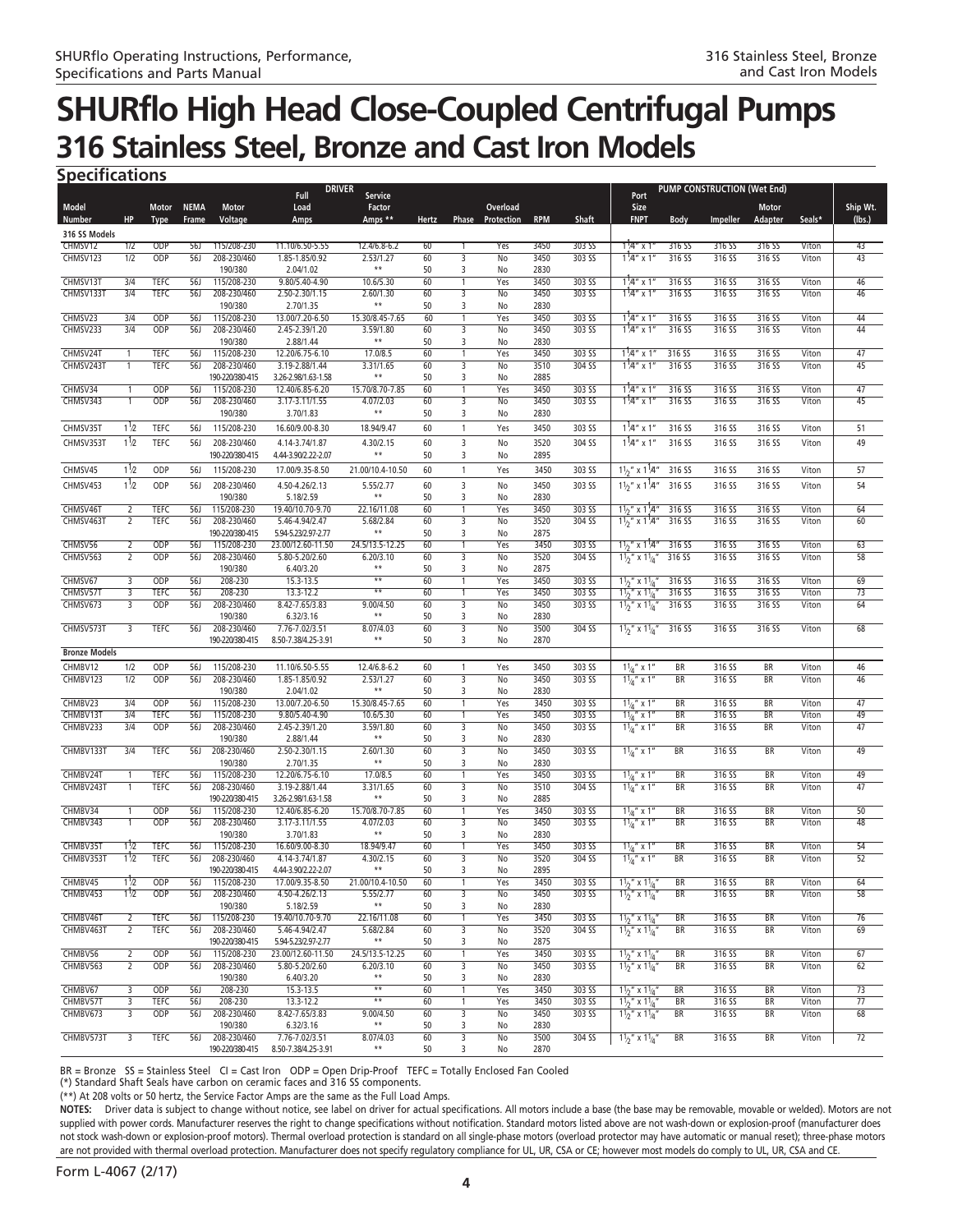# SHURflo High Head Close-Coupled Centrifugal Pumps

## 316 Stainless Steel, Bronze and Cast Iron Models

### Specifications

| | | DRIVER | | | | | | | | | | | PUMP CONSTRUCTION (Wet End) | | | | | |
|---|---|---|---|---|---|---|---|---|---|---|---|---|---|---|---|---|---|---|
| Model Number | HP | Motor Type | NEMA Frame | Motor Voltage | Full Load Amps | Service Factor Amps ** | Hertz | Phase | Overload Protection | RPM | Shaft | Port Size FNPT | Body | Impeller | Motor Adapter | Seals* | Ship Wt. (lbs.) |
| **316 SS Models** | | | | | | | | | | | | | | | | | |
| CHMSV12 | 1/2 | ODP | 56J | 115/208-230 | 11.10/6.50-5.55 | 12.4/6.8-6.2 | 60 | 1 | Yes | 3450 | 303 SS | 1¼" x 1" | 316 SS | 316 SS | 316 SS | Viton | 43 |
| CHMSV123 | 1/2 | ODP | 56J | 208-230/460 | 1.85-1.85/0.92 | 2.53/1.27 | 60 | 3 | No | 3450 | 303 SS | 1¼" x 1" | 316 SS | 316 SS | 316 SS | Viton | 43 |
| | | | | 190/380 | 2.04/1.02 | ** | 50 | 3 | No | 2830 | | | | | | | |
| CHMSV13T | 3/4 | TEFC | 56J | 115/208-230 | 9.80/5.40-4.90 | 10.6/5.30 | 60 | 1 | Yes | 3450 | 303 SS | 1¼" x 1" | 316 SS | 316 SS | 316 SS | Viton | 46 |
| CHMSV133T | 3/4 | TEFC | 56J | 208-230/460 | 2.50-2.30/1.15 | 2.60/1.30 | 60 | 3 | No | 3450 | 303 SS | 1¼" x 1" | 316 SS | 316 SS | 316 SS | Viton | 46 |
| | | | | 190/380 | 2.70/1.35 | ** | 50 | 3 | No | 2830 | | | | | | | |
| CHMSV23 | 3/4 | ODP | 56J | 115/208-230 | 13.00/7.20-6.50 | 15.30/8.45-7.65 | 60 | 1 | Yes | 3450 | 303 SS | 1¼" x 1" | 316 SS | 316 SS | 316 SS | Viton | 44 |
| CHMSV233 | 3/4 | ODP | 56J | 208-230/460 | 2.45-2.39/1.20 | 3.59/1.80 | 60 | 3 | No | 3450 | 303 SS | 1¼" x 1" | 316 SS | 316 SS | 316 SS | Viton | 44 |
| | | | | 190/380 | 2.88/1.44 | ** | 50 | 3 | No | 2830 | | | | | | | |
| CHMSV24T | 1 | TEFC | 56J | 115/208-230 | 12.20/6.75-6.10 | 17.0/8.5 | 60 | 1 | Yes | 3450 | 303 SS | 1¼" x 1" | 316 SS | 316 SS | 316 SS | Viton | 47 |
| CHMSV243T | 1 | TEFC | 56J | 208-230/460 | 3.19-2.88/1.44 | 3.31/1.65 | 60 | 3 | No | 3510 | 304 SS | 1¼" x 1" | 316 SS | 316 SS | 316 SS | Viton | 45 |
| | | | | 190-220/380-415 | 3.26-2.98/1.63-1.58 | ** | 50 | 3 | No | 2885 | | | | | | | |
| CHMSV34 | 1 | ODP | 56J | 115/208-230 | 12.40/6.85-6.20 | 15.70/8.70-7.85 | 60 | 1 | Yes | 3450 | 303 SS | 1¼" x 1" | 316 SS | 316 SS | 316 SS | Viton | 47 |
| CHMSV343 | 1 | ODP | 56J | 208-230/460 | 3.17-3.11/1.55 | 4.07/2.03 | 60 | 3 | No | 3450 | 303 SS | 1¼" x 1" | 316 SS | 316 SS | 316 SS | Viton | 45 |
| | | | | 190/380 | 3.70/1.83 | ** | 50 | 3 | No | 2830 | | | | | | | |
| CHMSV35T | 1½ | TEFC | 56J | 115/208-230 | 16.60/9.00-8.30 | 18.94/9.47 | 60 | 1 | Yes | 3450 | 303 SS | 1¼" x 1" | 316 SS | 316 SS | 316 SS | Viton | 51 |
| CHMSV353T | 1½ | TEFC | 56J | 208-230/460 | 4.14-3.74/1.87 | 4.30/2.15 | 60 | 3 | No | 3520 | 304 SS | 1¼" x 1" | 316 SS | 316 SS | 316 SS | Viton | 49 |
| | | | | 190-220/380-415 | 4.44-3.90/2.22-2.07 | ** | 50 | 3 | No | 2895 | | | | | | | |
| CHMSV45 | 1½ | ODP | 56J | 115/208-230 | 17.00/9.35-8.50 | 21.00/10.4-10.50 | 60 | 1 | Yes | 3450 | 303 SS | 1½" x 1¼" | 316 SS | 316 SS | 316 SS | Viton | 57 |
| CHMSV453 | 1½ | ODP | 56J | 208-230/460 | 4.50-4.26/2.13 | 5.55/2.77 | 60 | 3 | No | 3450 | 303 SS | 1½" x 1¼" | 316 SS | 316 SS | 316 SS | Viton | 54 |
| | | | | 190/380 | 5.18/2.59 | ** | 50 | 3 | No | 2830 | | | | | | | |
| CHMSV46T | 2 | TEFC | 56J | 115/208-230 | 19.40/10.70-9.70 | 22.16/11.08 | 60 | 1 | Yes | 3450 | 303 SS | 1½" x 1¼" | 316 SS | 316 SS | 316 SS | Viton | 64 |
| CHMSV463T | 2 | TEFC | 56J | 208-230/460 | 5.46-4.94/2.47 | 5.68/2.84 | 60 | 3 | No | 3520 | 304 SS | 1½" x 1¼" | 316 SS | 316 SS | 316 SS | Viton | 60 |
| | | | | 190-220/380-415 | 5.94-5.23/2.97-2.77 | ** | 50 | 3 | No | 2875 | | | | | | | |
| CHMSV56 | 2 | ODP | 56J | 115/208-230 | 23.00/12.60-11.50 | 24.5/13.5-12.25 | 60 | 1 | Yes | 3450 | 303 SS | 1½" x 1¼" | 316 SS | 316 SS | 316 SS | Viton | 63 |
| CHMSV563 | 2 | ODP | 56J | 208-230/460 | 5.80-5.20/2.60 | 6.20/3.10 | 60 | 3 | No | 3520 | 304 SS | 1½" x 1¼" | 316 SS | 316 SS | 316 SS | Viton | 58 |
| | | | | 190/380 | 6.40/3.20 | ** | 50 | 3 | No | 2875 | | | | | | | |
| CHMSV67 | 3 | ODP | 56J | 208-230 | 15.3-13.5 | ** | 60 | 1 | Yes | 3450 | 303 SS | 1½" x 1¼" | 316 SS | 316 SS | 316 SS | Viton | 69 |
| CHMSV57T | 3 | TEFC | 56J | 208-230 | 13.3-12.2 | ** | 60 | 1 | Yes | 3450 | 303 SS | 1½" x 1¼" | 316 SS | 316 SS | 316 SS | Viton | 73 |
| CHMSV673 | 3 | ODP | 56J | 208-230/460 | 8.42-7.65/3.83 | 9.00/4.50 | 60 | 3 | No | 3450 | 303 SS | 1½" x 1¼" | 316 SS | 316 SS | 316 SS | Viton | 64 |
| | | | | 190/380 | 6.32/3.16 | ** | 50 | 3 | No | 2830 | | | | | | | |
| CHMSV573T | 3 | TEFC | 56J | 208-230/460 | 7.76-7.02/3.51 | 8.07/4.03 | 60 | 3 | No | 3500 | 304 SS | 1½" x 1¼" | 316 SS | 316 SS | 316 SS | Viton | 68 |
| | | | | 190-220/380-415 | 8.50-7.38/4.25-3.91 | ** | 50 | 3 | No | 2870 | | | | | | | |
| **Bronze Models** | | | | | | | | | | | | | | | | | |
| CHMBV12 | 1/2 | ODP | 56J | 115/208-230 | 11.10/6.50-5.55 | 12.4/6.8-6.2 | 60 | 1 | Yes | 3450 | 303 SS | 1¼" x 1" | BR | 316 SS | BR | Viton | 46 |
| CHMBV123 | 1/2 | ODP | 56J | 208-230/460 | 1.85-1.85/0.92 | 2.53/1.27 | 60 | 3 | No | 3450 | 303 SS | 1¼" x 1" | BR | 316 SS | BR | Viton | 46 |
| | | | | 190/380 | 2.04/1.02 | ** | 50 | 3 | No | 2830 | | | | | | | |
| CHMBV23 | 3/4 | ODP | 56J | 115/208-230 | 13.00/7.20-6.50 | 15.30/8.45-7.65 | 60 | 1 | Yes | 3450 | 303 SS | 1¼" x 1" | BR | 316 SS | BR | Viton | 47 |
| CHMBV13T | 3/4 | TEFC | 56J | 115/208-230 | 9.80/5.40-4.90 | 10.6/5.30 | 60 | 1 | Yes | 3450 | 303 SS | 1¼" x 1" | BR | 316 SS | BR | Viton | 49 |
| CHMBV233 | 3/4 | ODP | 56J | 208-230/460 | 2.45-2.39/1.20 | 3.59/1.80 | 60 | 3 | No | 3450 | 303 SS | 1¼" x 1" | BR | 316 SS | BR | Viton | 47 |
| | | | | 190/380 | 2.88/1.44 | ** | 50 | 3 | No | 2830 | | | | | | | |
| CHMBV133T | 3/4 | TEFC | 56J | 208-230/460 | 2.50-2.30/1.15 | 2.60/1.30 | 60 | 3 | No | 3450 | 303 SS | 1¼" x 1" | BR | 316 SS | BR | Viton | 49 |
| | | | | 190/380 | 2.70/1.35 | ** | 50 | 3 | No | 2830 | | | | | | | |
| CHMBV24T | 1 | TEFC | 56J | 115/208-230 | 12.20/6.75-6.10 | 17.0/8.5 | 60 | 1 | Yes | 3450 | 303 SS | 1¼" x 1" | BR | 316 SS | BR | Viton | 49 |
| CHMBV243T | 1 | TEFC | 56J | 208-230/460 | 3.19-2.88/1.44 | 3.31/1.65 | 60 | 3 | No | 3510 | 304 SS | 1¼" x 1" | BR | 316 SS | BR | Viton | 47 |
| | | | | 190-220/380-415 | 3.26-2.98/1.63-1.58 | ** | 50 | 3 | No | 2885 | | | | | | | |
| CHMBV34 | 1 | ODP | 56J | 115/208-230 | 12.40/6.85-6.20 | 15.70/8.70-7.85 | 60 | 1 | Yes | 3450 | 303 SS | 1¼" x 1" | BR | 316 SS | BR | Viton | 50 |
| CHMBV343 | 1 | ODP | 56J | 208-230/460 | 3.17-3.11/1.55 | 4.07/2.03 | 60 | 3 | No | 3450 | 303 SS | 1¼" x 1" | BR | 316 SS | BR | Viton | 48 |
| | | | | 190/380 | 3.70/1.83 | ** | 50 | 3 | No | 2830 | | | | | | | |
| CHMBV35T | 1½ | TEFC | 56J | 115/208-230 | 16.60/9.00-8.30 | 18.94/9.47 | 60 | 1 | Yes | 3450 | 303 SS | 1¼" x 1" | BR | 316 SS | BR | Viton | 54 |
| CHMBV353T | 1½ | TEFC | 56J | 208-230/460 | 4.14-3.74/1.87 | 4.30/2.15 | 60 | 3 | No | 3520 | 304 SS | 1¼" x 1" | BR | 316 SS | BR | Viton | 52 |
| | | | | 190-220/380-415 | 4.44-3.90/2.22-2.07 | ** | 50 | 3 | No | 2895 | | | | | | | |
| CHMBV45 | 1½ | ODP | 56J | 115/208-230 | 17.00/9.35-8.50 | 21.00/10.4-10.50 | 60 | 1 | Yes | 3450 | 303 SS | 1½" x 1¼" | BR | 316 SS | BR | Viton | 64 |
| CHMBV453 | 1½ | ODP | 56J | 208-230/460 | 4.50-4.26/2.13 | 5.55/2.77 | 60 | 3 | No | 3450 | 303 SS | 1½" x 1¼" | BR | 316 SS | BR | Viton | 58 |
| | | | | 190/380 | 5.18/2.59 | ** | 50 | 3 | No | 2830 | | | | | | | |
| CHMBV46T | 2 | TEFC | 56J | 115/208-230 | 19.40/10.70-9.70 | 22.16/11.08 | 60 | 1 | Yes | 3450 | 303 SS | 1½" x 1¼" | BR | 316 SS | BR | Viton | 76 |
| CHMBV463T | 2 | TEFC | 56J | 208-230/460 | 5.46-4.94/2.47 | 5.68/2.84 | 60 | 3 | No | 3520 | 304 SS | 1½" x 1¼" | BR | 316 SS | BR | Viton | 69 |
| | | | | 190-220/380-415 | 5.94-5.23/2.97-2.77 | ** | 50 | 3 | No | 2875 | | | | | | | |
| CHMBV56 | 2 | ODP | 56J | 115/208-230 | 23.00/12.60-11.50 | 24.5/13.5-12.25 | 60 | 1 | Yes | 3450 | 303 SS | 1½" x 1¼" | BR | 316 SS | BR | Viton | 67 |
| CHMBV563 | 2 | ODP | 56J | 208-230/460 | 5.80-5.20/2.60 | 6.20/3.10 | 60 | 3 | No | 3450 | 303 SS | 1½" x 1¼" | BR | 316 SS | BR | Viton | 62 |
| | | | | 190/380 | 6.40/3.20 | ** | 50 | 3 | No | 2830 | | | | | | | |
| CHMBV67 | 3 | ODP | 56J | 208-230 | 15.3-13.5 | ** | 60 | 1 | Yes | 3450 | 303 SS | 1½" x 1¼" | BR | 316 SS | BR | Viton | 73 |
| CHMBV57T | 3 | TEFC | 56J | 208-230 | 13.3-12.2 | ** | 60 | 1 | Yes | 3450 | 303 SS | 1½" x 1¼" | BR | 316 SS | BR | Viton | 77 |
| CHMBV673 | 3 | ODP | 56J | 208-230/460 | 8.42-7.65/3.83 | 9.00/4.50 | 60 | 3 | No | 3450 | 303 SS | 1½" x 1¼" | BR | 316 SS | BR | Viton | 68 |
| | | | | 190/380 | 6.32/3.16 | ** | 50 | 3 | No | 2830 | | | | | | | |
| CHMBV573T | 3 | TEFC | 56J | 208-230/460 | 7.76-7.02/3.51 | 8.07/4.03 | 60 | 3 | No | 3500 | 304 SS | 1½" x 1¼" | BR | 316 SS | BR | Viton | 72 |
| | | | | 190-220/380-415 | 8.50-7.38/4.25-3.91 | ** | 50 | 3 | No | 2870 | | | | | | | |

BR = Bronze SS = Stainless Steel CI = Cast Iron ODP = Open Drip-Proof TEFC = Totally Enclosed Fan Cooled

(*) Standard Shaft Seals have carbon on ceramic faces and 316 SS components.

(**) At 208 volts or 50 hertz, the Service Factor Amps are the same as the Full Load Amps.

**NOTES:** Driver data is subject to change without notice, see label on driver for actual specifications. All motors include a base (the base may be removable, movable or welded). Motors are not supplied with power cords. Manufacturer reserves the right to change specifications without notification. Standard motors listed above are not wash-down or explosion-proof (manufacturer does not stock wash-down or explosion-proof motors). Thermal overload protection is standard on all single-phase motors (overload protector may have automatic or manual reset); three-phase motors are not provided with thermal overload protection. Manufacturer does not specify regulatory compliance for UL, UR, CSA or CE; however most models do comply to UL, UR, CSA and CE.

Form L-4067 (2/17)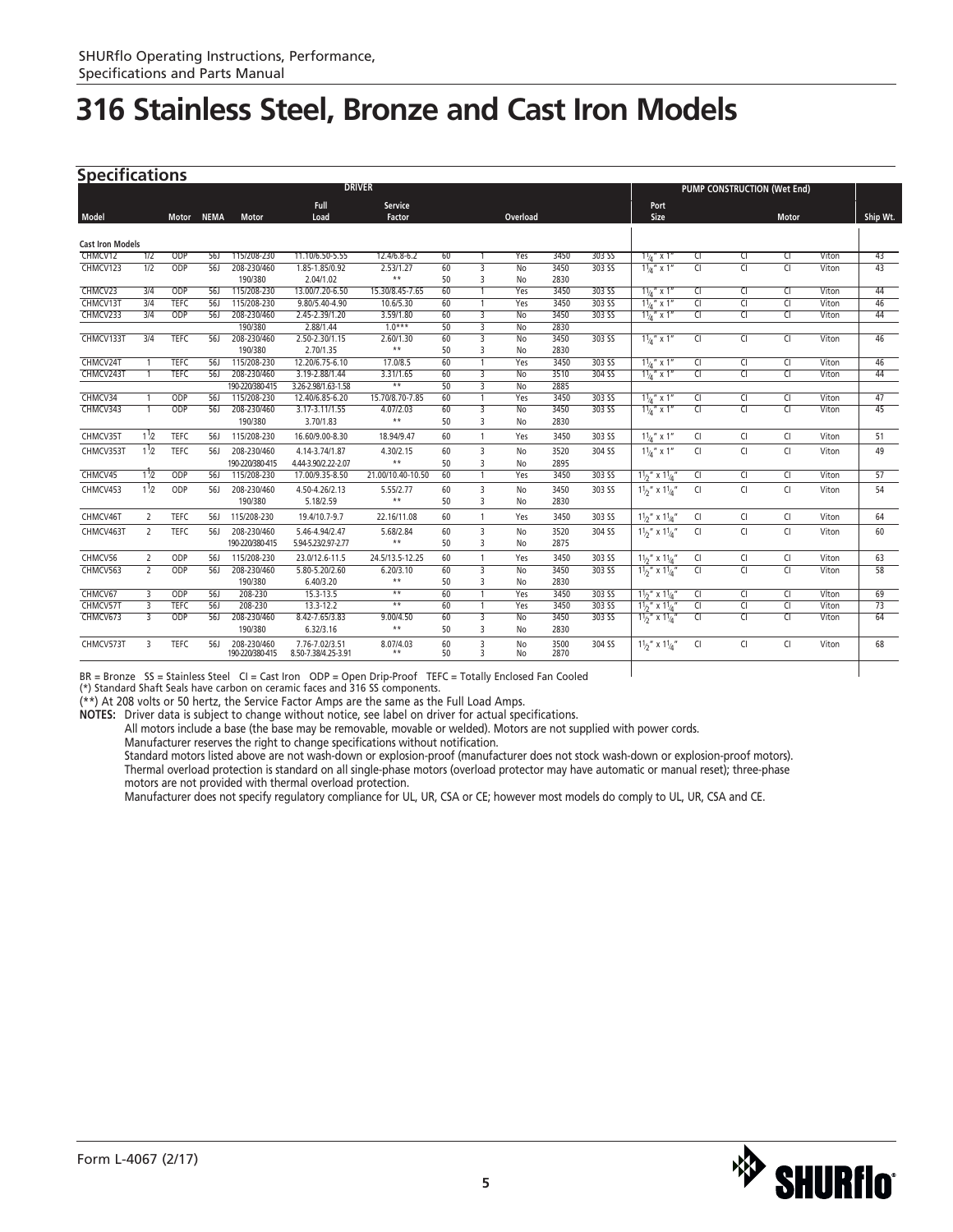# 316 Stainless Steel, Bronze and Cast Iron Models

## Specifications

| DRIVER | | | | | | | | | | | | PUMP CONSTRUCTION (Wet End) | | | | | |
|---|---|---|---|---|---|---|---|---|---|---|---|---|---|---|---|---|---|
| Model | | Motor | NEMA | Motor | Full Load | Service Factor | | | Overload | | | Port Size | | | Motor | | Ship Wt. |
| **Cast Iron Models** | | | | | | | | | | | | | | | | | |
| CHMCV12 | 1/2 | ODP | 56J | 115/208-230 | 11.10/6.50-5.55 | 12.4/6.8-6.2 | 60 | 1 | Yes | 3450 | 303 SS | 1¼" x 1" | CI | CI | CI | Viton | 43 |
| CHMCV123 | 1/2 | ODP | 56J | 208-230/460 | 1.85-1.85/0.92 | 2.53/1.27 | 60 | 3 | No | 3450 | 303 SS | 1¼" x 1" | CI | CI | CI | Viton | 43 |
| | | | | 190/380 | 2.04/1.02 | ** | 50 | 3 | No | 2830 | | | | | | | |
| CHMCV23 | 3/4 | ODP | 56J | 115/208-230 | 13.00/7.20-6.50 | 15.30/8.45-7.65 | 60 | 1 | Yes | 3450 | 303 SS | 1¼" x 1" | CI | CI | CI | Viton | 44 |
| CHMCV13T | 3/4 | TEFC | 56J | 115/208-230 | 9.80/5.40-4.90 | 10.6/5.30 | 60 | 1 | Yes | 3450 | 303 SS | 1¼" x 1" | CI | CI | CI | Viton | 46 |
| CHMCV233 | 3/4 | ODP | 56J | 208-230/460 | 2.45-2.39/1.20 | 3.59/1.80 | 60 | 3 | No | 3450 | 303 SS | 1¼" x 1" | CI | CI | CI | Viton | 44 |
| | | | | 190/380 | 2.88/1.44 | 1.0*** | 50 | 3 | No | 2830 | | | | | | | |
| CHMCV133T | 3/4 | TEFC | 56J | 208-230/460 | 2.50-2.30/1.15 | 2.60/1.30 | 60 | 3 | No | 3450 | 303 SS | 1¼" x 1" | CI | CI | CI | Viton | 46 |
| | | | | 190/380 | 2.70/1.35 | ** | 50 | 3 | No | 2830 | | | | | | | |
| CHMCV24T | 1 | TEFC | 56J | 115/208-230 | 12.20/6.75-6.10 | 17.0/8.5 | 60 | 1 | Yes | 3450 | 303 SS | 1¼" x 1" | CI | CI | CI | Viton | 46 |
| CHMCV243T | 1 | TEFC | 56J | 208-230/460 | 3.19-2.88/1.44 | 3.31/1.65 | 60 | 3 | No | 3510 | 304 SS | 1¼" x 1" | CI | CI | CI | Viton | 44 |
| | | | | 190-220/380-415 | 3.26-2.98/1.63-1.58 | ** | 50 | 3 | No | 2885 | | | | | | | |
| CHMCV34 | 1 | ODP | 56J | 115/208-230 | 12.40/6.85-6.20 | 15.70/8.70-7.85 | 60 | 1 | Yes | 3450 | 303 SS | 1¼" x 1" | CI | CI | CI | Viton | 47 |
| CHMCV343 | 1 | ODP | 56J | 208-230/460 | 3.17-3.11/1.55 | 4.07/2.03 | 60 | 3 | No | 3450 | 303 SS | 1¼" x 1" | CI | CI | CI | Viton | 45 |
| | | | | 190/380 | 3.70/1.83 | ** | 50 | 3 | No | 2830 | | | | | | | |
| CHMCV35T | 1½ | TEFC | 56J | 115/208-230 | 16.60/9.00-8.30 | 18.94/9.47 | 60 | 1 | Yes | 3450 | 303 SS | 1¼" x 1" | CI | CI | CI | Viton | 51 |
| CHMCV353T | 1½ | TEFC | 56J | 208-230/460 | 4.14-3.74/1.87 | 4.30/2.15 | 60 | 3 | No | 3520 | 304 SS | 1¼" x 1" | CI | CI | CI | Viton | 49 |
| | | | | 190-220/380-415 | 4.44-3.90/2.22-2.07 | ** | 50 | 3 | No | 2895 | | | | | | | |
| CHMCV45 | 1½ | ODP | 56J | 115/208-230 | 17.00/9.35-8.50 | 21.00/10.40-10.50 | 60 | 1 | Yes | 3450 | 303 SS | 1½" x 1¼" | CI | CI | CI | Viton | 57 |
| CHMCV453 | 1½ | ODP | 56J | 208-230/460 | 4.50-4.26/2.13 | 5.55/2.77 | 60 | 3 | No | 3450 | 303 SS | 1½" x 1¼" | CI | CI | CI | Viton | 54 |
| | | | | 190/380 | 5.18/2.59 | ** | 50 | 3 | No | 2830 | | | | | | | |
| CHMCV46T | 2 | TEFC | 56J | 115/208-230 | 19.4/10.7-9.7 | 22.16/11.08 | 60 | 1 | Yes | 3450 | 303 SS | 1½" x 1¼" | CI | CI | CI | Viton | 64 |
| CHMCV463T | 2 | TEFC | 56J | 208-230/460 | 5.46-4.94/2.47 | 5.68/2.84 | 60 | 3 | No | 3520 | 304 SS | 1½" x 1¼" | CI | CI | CI | Viton | 60 |
| | | | | 190-220/380-415 | 5.94-5.23/2.97-2.77 | ** | 50 | 3 | No | 2875 | | | | | | | |
| CHMCV56 | 2 | ODP | 56J | 115/208-230 | 23.0/12.6-11.5 | 24.5/13.5-12.25 | 60 | 1 | Yes | 3450 | 303 SS | 1½" x 1¼" | CI | CI | CI | Viton | 63 |
| CHMCV563 | 2 | ODP | 56J | 208-230/460 | 5.80-5.20/2.60 | 6.20/3.10 | 60 | 3 | No | 3450 | 303 SS | 1½" x 1¼" | CI | CI | CI | Viton | 58 |
| | | | | 190/380 | 6.40/3.20 | ** | 50 | 3 | No | 2830 | | | | | | | |
| CHMCV67 | 3 | ODP | 56J | 208-230 | 15.3-13.5 | ** | 60 | 1 | Yes | 3450 | 303 SS | 1½" x 1¼" | CI | CI | CI | Viton | 69 |
| CHMCV57T | 3 | TEFC | 56J | 208-230 | 13.3-12.2 | ** | 60 | 1 | Yes | 3450 | 303 SS | 1½" x 1¼" | CI | CI | CI | Viton | 73 |
| CHMCV673 | 3 | ODP | 56J | 208-230/460 | 8.42-7.65/3.83 | 9.00/4.50 | 60 | 3 | No | 3450 | 303 SS | 1½" x 1¼" | CI | CI | CI | Viton | 64 |
| | | | | 190/380 | 6.32/3.16 | ** | 50 | 3 | No | 2830 | | | | | | | |
| CHMCV573T | 3 | TEFC | 56J | 208-230/460 | 7.76-7.02/3.51 | 8.07/4.03 | 60 | 3 | No | 3500 | 304 SS | 1½" x 1¼" | CI | CI | CI | Viton | 68 |
| | | | | 190-220/380-415 | 8.50-7.38/4.25-3.91 | ** | 50 | 3 | No | 2870 | | | | | | | |

BR = Bronze SS = Stainless Steel CI = Cast Iron ODP = Open Drip-Proof TEFC = Totally Enclosed Fan Cooled
(*) Standard Shaft Seals have carbon on ceramic faces and 316 SS components.
(**) At 208 volts or 50 hertz, the Service Factor Amps are the same as the Full Load Amps.

**NOTES:** Driver data is subject to change without notice, see label on driver for actual specifications.
All motors include a base (the base may be removable, movable or welded). Motors are not supplied with power cords.
Manufacturer reserves the right to change specifications without notification.
Standard motors listed above are not wash-down or explosion-proof (manufacturer does not stock wash-down or explosion-proof motors).
Thermal overload protection is standard on all single-phase motors (overload protector may have automatic or manual reset); three-phase motors are not provided with thermal overload protection.
Manufacturer does not specify regulatory compliance for UL, UR, CSA or CE; however most models do comply to UL, UR, CSA and CE.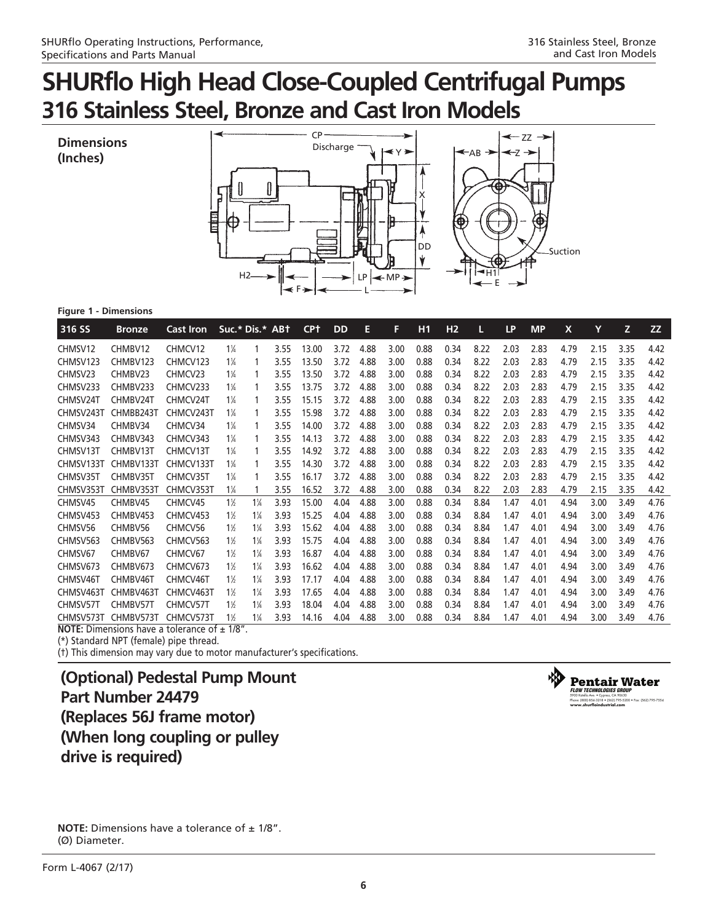# SHURflo High Head Close-Coupled Centrifugal Pumps
## 316 Stainless Steel, Bronze and Cast Iron Models

**Dimensions (Inches)**

CP
Discharge
Y
X
DD
H2
F
LP
MP
L
ZZ
AB
Z
Suction
H1
E

**Figure 1 - Dimensions**

| 316 SS | Bronze | Cast Iron | Suc.* | Dis.* | AB† | CP† | DD | E | F | H1 | H2 | L | LP | MP | X | Y | Z | ZZ |
|---|---|---|---|---|---|---|---|---|---|---|---|---|---|---|---|---|---|---|
| CHMSV12 | CHMBV12 | CHMCV12 | 1¼ | 1 | 3.55 | 13.00 | 3.72 | 4.88 | 3.00 | 0.88 | 0.34 | 8.22 | 2.03 | 2.83 | 4.79 | 2.15 | 3.35 | 4.42 |
| CHMSV123 | CHMBV123 | CHMCV123 | 1¼ | 1 | 3.55 | 13.50 | 3.72 | 4.88 | 3.00 | 0.88 | 0.34 | 8.22 | 2.03 | 2.83 | 4.79 | 2.15 | 3.35 | 4.42 |
| CHMSV23 | CHMBV23 | CHMCV23 | 1¼ | 1 | 3.55 | 13.50 | 3.72 | 4.88 | 3.00 | 0.88 | 0.34 | 8.22 | 2.03 | 2.83 | 4.79 | 2.15 | 3.35 | 4.42 |
| CHMSV233 | CHMBV233 | CHMCV233 | 1¼ | 1 | 3.55 | 13.75 | 3.72 | 4.88 | 3.00 | 0.88 | 0.34 | 8.22 | 2.03 | 2.83 | 4.79 | 2.15 | 3.35 | 4.42 |
| CHMSV24T | CHMBV24T | CHMCV24T | 1¼ | 1 | 3.55 | 15.15 | 3.72 | 4.88 | 3.00 | 0.88 | 0.34 | 8.22 | 2.03 | 2.83 | 4.79 | 2.15 | 3.35 | 4.42 |
| CHMSV243T | CHMBB243T | CHMCV243T | 1¼ | 1 | 3.55 | 15.98 | 3.72 | 4.88 | 3.00 | 0.88 | 0.34 | 8.22 | 2.03 | 2.83 | 4.79 | 2.15 | 3.35 | 4.42 |
| CHMSV34 | CHMBV34 | CHMCV34 | 1¼ | 1 | 3.55 | 14.00 | 3.72 | 4.88 | 3.00 | 0.88 | 0.34 | 8.22 | 2.03 | 2.83 | 4.79 | 2.15 | 3.35 | 4.42 |
| CHMSV343 | CHMBV343 | CHMCV343 | 1¼ | 1 | 3.55 | 14.13 | 3.72 | 4.88 | 3.00 | 0.88 | 0.34 | 8.22 | 2.03 | 2.83 | 4.79 | 2.15 | 3.35 | 4.42 |
| CHMSV13T | CHMBV13T | CHMCV13T | 1¼ | 1 | 3.55 | 14.92 | 3.72 | 4.88 | 3.00 | 0.88 | 0.34 | 8.22 | 2.03 | 2.83 | 4.79 | 2.15 | 3.35 | 4.42 |
| CHMSV133T | CHMBV133T | CHMCV133T | 1¼ | 1 | 3.55 | 14.30 | 3.72 | 4.88 | 3.00 | 0.88 | 0.34 | 8.22 | 2.03 | 2.83 | 4.79 | 2.15 | 3.35 | 4.42 |
| CHMSV35T | CHMBV35T | CHMCV35T | 1¼ | 1 | 3.55 | 16.17 | 3.72 | 4.88 | 3.00 | 0.88 | 0.34 | 8.22 | 2.03 | 2.83 | 4.79 | 2.15 | 3.35 | 4.42 |
| CHMSV353T | CHMBV353T | CHMCV353T | 1¼ | 1 | 3.55 | 16.52 | 3.72 | 4.88 | 3.00 | 0.88 | 0.34 | 8.22 | 2.03 | 2.83 | 4.79 | 2.15 | 3.35 | 4.42 |
| CHMSV45 | CHMBV45 | CHMCV45 | 1½ | 1¼ | 3.93 | 15.00 | 4.04 | 4.88 | 3.00 | 0.88 | 0.34 | 8.84 | 1.47 | 4.01 | 4.94 | 3.00 | 3.49 | 4.76 |
| CHMSV453 | CHMBV453 | CHMCV453 | 1½ | 1¼ | 3.93 | 15.25 | 4.04 | 4.88 | 3.00 | 0.88 | 0.34 | 8.84 | 1.47 | 4.01 | 4.94 | 3.00 | 3.49 | 4.76 |
| CHMSV56 | CHMBV56 | CHMCV56 | 1½ | 1¼ | 3.93 | 15.62 | 4.04 | 4.88 | 3.00 | 0.88 | 0.34 | 8.84 | 1.47 | 4.01 | 4.94 | 3.00 | 3.49 | 4.76 |
| CHMSV563 | CHMBV563 | CHMCV563 | 1½ | 1¼ | 3.93 | 15.75 | 4.04 | 4.88 | 3.00 | 0.88 | 0.34 | 8.84 | 1.47 | 4.01 | 4.94 | 3.00 | 3.49 | 4.76 |
| CHMSV67 | CHMBV67 | CHMCV67 | 1½ | 1¼ | 3.93 | 16.87 | 4.04 | 4.88 | 3.00 | 0.88 | 0.34 | 8.84 | 1.47 | 4.01 | 4.94 | 3.00 | 3.49 | 4.76 |
| CHMSV673 | CHMBV673 | CHMCV673 | 1½ | 1¼ | 3.93 | 16.62 | 4.04 | 4.88 | 3.00 | 0.88 | 0.34 | 8.84 | 1.47 | 4.01 | 4.94 | 3.00 | 3.49 | 4.76 |
| CHMSV46T | CHMBV46T | CHMCV46T | 1½ | 1¼ | 3.93 | 17.17 | 4.04 | 4.88 | 3.00 | 0.88 | 0.34 | 8.84 | 1.47 | 4.01 | 4.94 | 3.00 | 3.49 | 4.76 |
| CHMSV463T | CHMBV463T | CHMCV463T | 1½ | 1¼ | 3.93 | 17.65 | 4.04 | 4.88 | 3.00 | 0.88 | 0.34 | 8.84 | 1.47 | 4.01 | 4.94 | 3.00 | 3.49 | 4.76 |
| CHMSV57T | CHMBV57T | CHMCV57T | 1½ | 1¼ | 3.93 | 18.04 | 4.04 | 4.88 | 3.00 | 0.88 | 0.34 | 8.84 | 1.47 | 4.01 | 4.94 | 3.00 | 3.49 | 4.76 |
| CHMSV573T | CHMBV573T | CHMCV573T | 1½ | 1¼ | 3.93 | 14.16 | 4.04 | 4.88 | 3.00 | 0.88 | 0.34 | 8.84 | 1.47 | 4.01 | 4.94 | 3.00 | 3.49 | 4.76 |

**NOTE:** Dimensions have a tolerance of ± 1/8".
(*) Standard NPT (female) pipe thread.
(†) This dimension may vary due to motor manufacturer's specifications.

## (Optional) Pedestal Pump Mount Part Number 24479 (Replaces 56J frame motor) (When long coupling or pulley drive is required)

**Pentair Water**
FLOW TECHNOLOGIES GROUP
5900 Katella Ave. • Cypress, CA 90630
Phone: (800) 854-3218 • (562) 795-5200 • Fax: (562) 795-7554
www.shurfloindustrial.com

**NOTE:** Dimensions have a tolerance of ± 1/8".
(Ø) Diameter.

Form L-4067 (2/17)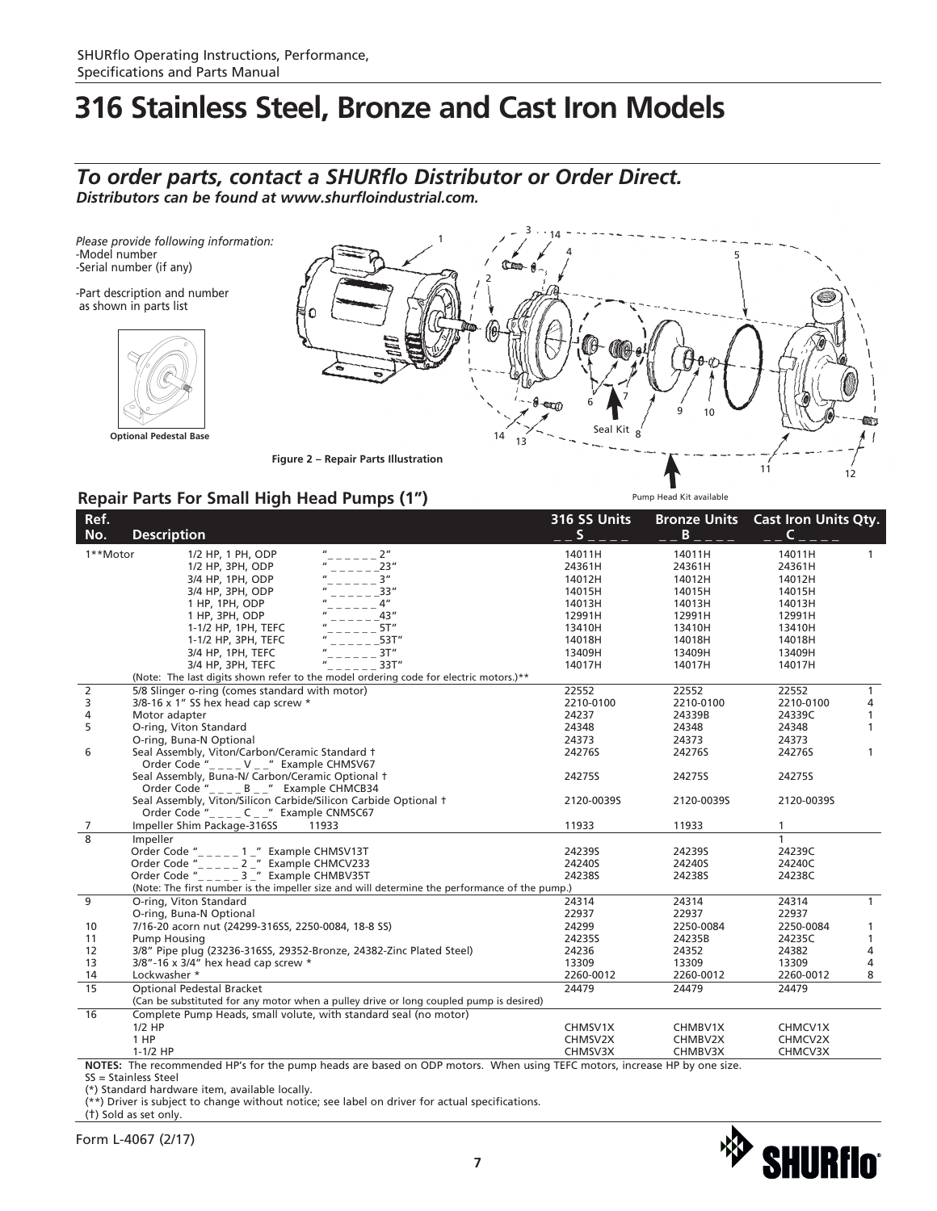# 316 Stainless Steel, Bronze and Cast Iron Models

## *To order parts, contact a SHURflo Distributor or Order Direct.*

***Distributors can be found at www.shurfloindustrial.com.***

*Please provide following information:*
-Model number
-Serial number (if any)

-Part description and number as shown in parts list

**Optional Pedestal Base**

1
2
3
14
4
5
6
7
Seal Kit 8
9
10
11
12
13
14

Pump Head Kit available

**Figure 2 – Repair Parts Illustration**

## Repair Parts For Small High Head Pumps (1")

| Ref. No. | Description | | 316 SS Units _ _ S _ _ _ _ | Bronze Units _ _ B _ _ _ _ | Cast Iron Units _ _ C _ _ _ _ | Qty. |
|---|---|---|---|---|---|---|
| 1**Motor | 1/2 HP, 1 PH, ODP | "_ _ _ _ _ _2" | 14011H | 14011H | 14011H | 1 |
| | 1/2 HP, 3PH, ODP | "_ _ _ _ _ _23" | 24361H | 24361H | 24361H | |
| | 3/4 HP, 1PH, ODP | "_ _ _ _ _ _3" | 14012H | 14012H | 14012H | |
| | 3/4 HP, 3PH, ODP | "_ _ _ _ _ _33" | 14015H | 14015H | 14015H | |
| | 1 HP, 1PH, ODP | "_ _ _ _ _ _4" | 14013H | 14013H | 14013H | |
| | 1 HP, 3PH, ODP | "_ _ _ _ _ _43" | 12991H | 12991H | 12991H | |
| | 1-1/2 HP, 1PH, TEFC | "_ _ _ _ _ _5T" | 13410H | 13410H | 13410H | |
| | 1-1/2 HP, 3PH, TEFC | "_ _ _ _ _ _53T" | 14018H | 14018H | 14018H | |
| | 3/4 HP, 1PH, TEFC | "_ _ _ _ _ _3T" | 13409H | 13409H | 13409H | |
| | 3/4 HP, 3PH, TEFC | "_ _ _ _ _ _33T" | 14017H | 14017H | 14017H | |
| | (Note: The last digits shown refer to the model ordering code for electric motors.)** | | | | | |
| 2 | 5/8 Slinger o-ring (comes standard with motor) | | 22552 | 22552 | 22552 | 1 |
| 3 | 3/8-16 x 1" SS hex head cap screw * | | 2210-0100 | 2210-0100 | 2210-0100 | 4 |
| 4 | Motor adapter | | 24237 | 24339B | 24339C | 1 |
| 5 | O-ring, Viton Standard | | 24348 | 24348 | 24348 | 1 |
| | O-ring, Buna-N Optional | | 24373 | 24373 | 24373 | |
| 6 | Seal Assembly, Viton/Carbon/Ceramic Standard † Order Code "_ _ _ _ V _ _" Example CHMSV67 | | 24276S | 24276S | 24276S | 1 |
| | Seal Assembly, Buna-N/ Carbon/Ceramic Optional † Order Code "_ _ _ _ B _ _" Example CHMCB34 | | 24275S | 24275S | 24275S | |
| | Seal Assembly, Viton/Silicon Carbide/Silicon Carbide Optional † Order Code "_ _ _ _ C _ _" Example CNMSC67 | | 2120-0039S | 2120-0039S | 2120-0039S | |
| 7 | Impeller Shim Package-316SS | 11933 | 11933 | 11933 | 1 | |
| 8 | Impeller | | | | 1 | |
| | Order Code "_ _ _ _ _ 1 _" Example CHMSV13T | | 24239S | 24239S | 24239C | |
| | Order Code "_ _ _ _ _ 2 _" Example CHMCV233 | | 24240S | 24240S | 24240C | |
| | Order Code "_ _ _ _ _ 3 _" Example CHMBV35T | | 24238S | 24238S | 24238C | |
| | (Note: The first number is the impeller size and will determine the performance of the pump.) | | | | | |
| 9 | O-ring, Viton Standard | | 24314 | 24314 | 24314 | 1 |
| | O-ring, Buna-N Optional | | 22937 | 22937 | 22937 | |
| 10 | 7/16-20 acorn nut (24299-316SS, 2250-0084, 18-8 SS) | | 24299 | 2250-0084 | 2250-0084 | 1 |
| 11 | Pump Housing | | 24235S | 24235B | 24235C | 1 |
| 12 | 3/8" Pipe plug (23236-316SS, 29352-Bronze, 24382-Zinc Plated Steel) | | 24236 | 24352 | 24382 | 4 |
| 13 | 3/8"-16 x 3/4" hex head cap screw * | | 13309 | 13309 | 13309 | 4 |
| 14 | Lockwasher * | | 2260-0012 | 2260-0012 | 2260-0012 | 8 |
| 15 | Optional Pedestal Bracket | | 24479 | 24479 | 24479 | |
| | (Can be substituted for any motor when a pulley drive or long coupled pump is desired) | | | | | |
| 16 | Complete Pump Heads, small volute, with standard seal (no motor) | | | | | |
| | 1/2 HP | | CHMSV1X | CHMBV1X | CHMCV1X | |
| | 1 HP | | CHMSV2X | CHMBV2X | CHMCV2X | |
| | 1-1/2 HP | | CHMSV3X | CHMBV3X | CHMCV3X | |

**NOTES:** The recommended HP's for the pump heads are based on ODP motors. When using TEFC motors, increase HP by one size.
SS = Stainless Steel
(*) Standard hardware item, available locally.
(**) Driver is subject to change without notice; see label on driver for actual specifications.
(†) Sold as set only.

Form L-4067 (2/17)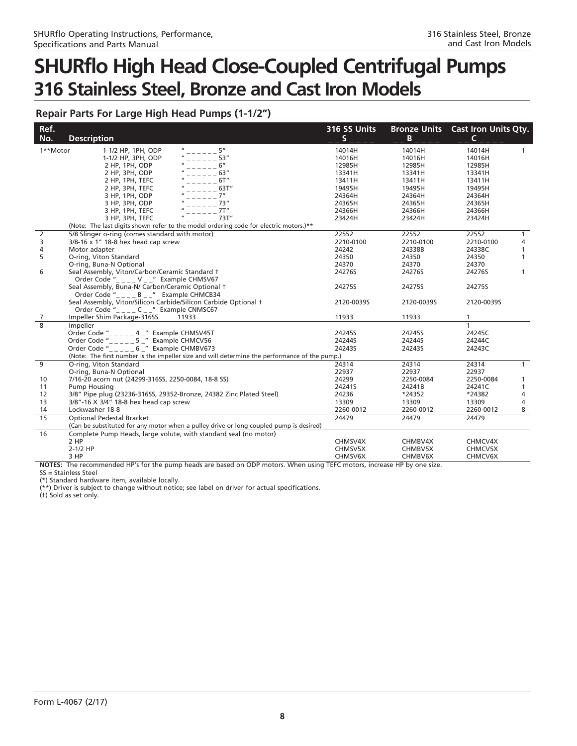# SHURflo High Head Close-Coupled Centrifugal Pumps
## 316 Stainless Steel, Bronze and Cast Iron Models

### Repair Parts For Large High Head Pumps (1-1/2")

| Ref. No. | Description | 316 SS Units _ _ S _ _ _ _ | Bronze Units _ _ B _ _ _ _ | Cast Iron Units _ _ C _ _ _ _ | Qty. |
|---|---|---|---|---|---|
| 1**Motor | 1-1/2 HP, 1PH, ODP " _ _ _ _ _ _ 5" | 14014H | 14014H | 14014H | 1 |
| | 1-1/2 HP, 3PH, ODP " _ _ _ _ _ _ 53" | 14016H | 14016H | 14016H | |
| | 2 HP, 1PH, ODP " _ _ _ _ _ _ 6" | 12985H | 12985H | 12985H | |
| | 2 HP, 3PH, ODP " _ _ _ _ _ _ 63" | 13341H | 13341H | 13341H | |
| | 2 HP, 1PH, TEFC " _ _ _ _ _ _ 6T" | 13411H | 13411H | 13411H | |
| | 2 HP, 3PH, TEFC " _ _ _ _ _ _ 63T" | 19495H | 19495H | 19495H | |
| | 3 HP, 1PH, ODP " _ _ _ _ _ _ 7" | 24364H | 24364H | 24364H | |
| | 3 HP, 3PH, ODP " _ _ _ _ _ _ 73" | 24365H | 24365H | 24365H | |
| | 3 HP, 1PH, TEFC " _ _ _ _ _ _ 7T" | 24366H | 24366H | 24366H | |
| | 3 HP, 3PH, TEFC " _ _ _ _ _ _ 73T" | 23424H | 23424H | 23424H | |
| | (Note: The last digits shown refer to the model ordering code for electric motors.)** | | | | |
| 2 | 5/8 Slinger o-ring (comes standard with motor) | 22552 | 22552 | 22552 | 1 |
| 3 | 3/8-16 x 1" 18-8 hex head cap screw | 2210-0100 | 2210-0100 | 2210-0100 | 4 |
| 4 | Motor adapter | 24242 | 24338B | 24338C | 1 |
| 5 | O-ring, Viton Standard | 24350 | 24350 | 24350 | 1 |
| | O-ring, Buna-N Optional | 24370 | 24370 | 24370 | |
| 6 | Seal Assembly, Viton/Carbon/Ceramic Standard † Order Code "_ _ _ _ V _ _" Example CHMSV67 | 24276S | 24276S | 24276S | 1 |
| | Seal Assembly, Buna-N/ Carbon/Ceramic Optional † Order Code "_ _ _ _ B _ _" Example CHMCB34 | 24275S | 24275S | 24275S | |
| | Seal Assembly, Viton/Silicon Carbide/Silicon Carbide Optional † Order Code "_ _ _ _ C _ _" Example CNMSC67 | 2120-0039S | 2120-0039S | 2120-0039S | |
| 7 | Impeller Shim Package-316SS 11933 | 11933 | 11933 | 1 | |
| 8 | Impeller | | | 1 | |
| | Order Code "_ _ _ _ _ 4 _" Example CHMSV45T | 24245S | 24245S | 24245C | |
| | Order Code "_ _ _ _ _ 5 _" Example CHMCV56 | 24244S | 24244S | 24244C | |
| | Order Code "_ _ _ _ _ 6 _" Example CHMBV673 | 24243S | 24243S | 24243C | |
| | (Note: The first number is the impeller size and will determine the performance of the pump.) | | | | |
| 9 | O-ring, Viton Standard | 24314 | 24314 | 24314 | 1 |
| | O-ring, Buna-N Optional | 22937 | 22937 | 22937 | |
| 10 | 7/16-20 acorn nut (24299-316SS, 2250-0084, 18-8 SS) | 24299 | 2250-0084 | 2250-0084 | 1 |
| 11 | Pump Housing | 24241S | 24241B | 24241C | 1 |
| 12 | 3/8" Pipe plug (23236-316SS, 29352-Bronze, 24382 Zinc Plated Steel) | 24236 | *24352 | *24382 | 4 |
| 13 | 3/8"-16 X 3/4" 18-8 hex head cap screw | 13309 | 13309 | 13309 | 4 |
| 14 | Lockwasher 18-8 | 2260-0012 | 2260-0012 | 2260-0012 | 8 |
| 15 | Optional Pedestal Bracket (Can be substituted for any motor when a pulley drive or long coupled pump is desired) | 24479 | 24479 | 24479 | |
| 16 | Complete Pump Heads, large volute, with standard seal (no motor) | | | | |
| | 2 HP | CHMSV4X | CHMBV4X | CHMCV4X | |
| | 2-1/2 HP | CHMSV5X | CHMBV5X | CHMCV5X | |
| | 3 HP | CHMSV6X | CHMBV6X | CHMCV6X | |

**NOTES:** The recommended HP's for the pump heads are based on ODP motors. When using TEFC motors, increase HP by one size.

SS = Stainless Steel

(*) Standard hardware item, available locally.

(**) Driver is subject to change without notice; see label on driver for actual specifications.

(†) Sold as set only.

Form L-4067 (2/17)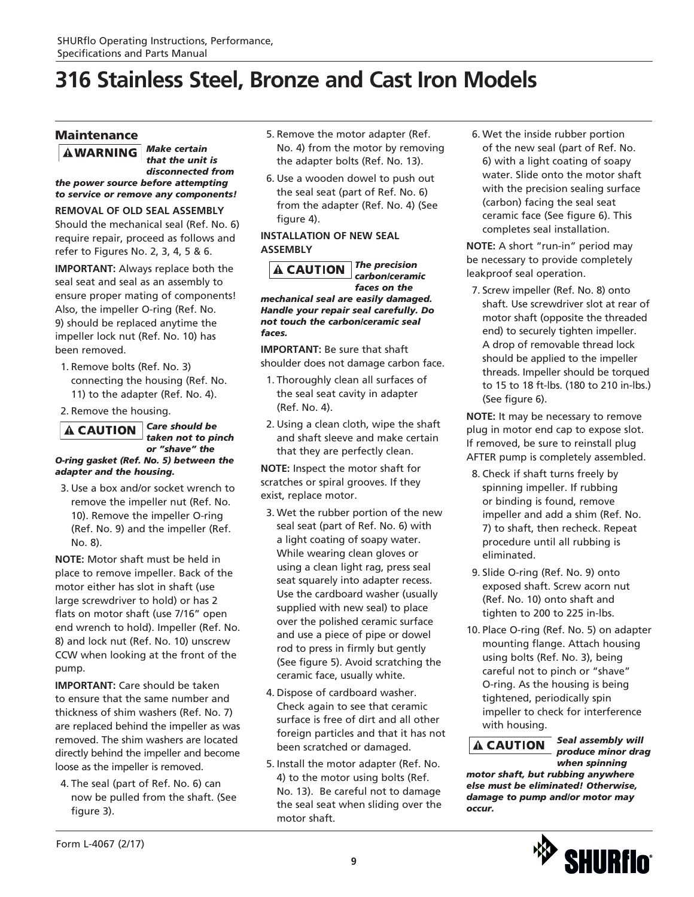# 316 Stainless Steel, Bronze and Cast Iron Models

## Maintenance

**⚠WARNING** ***Make certain that the unit is disconnected from the power source before attempting to service or remove any components!***

**REMOVAL OF OLD SEAL ASSEMBLY**

Should the mechanical seal (Ref. No. 6) require repair, proceed as follows and refer to Figures No. 2, 3, 4, 5 & 6.

**IMPORTANT:** Always replace both the seal seat and seal as an assembly to ensure proper mating of components! Also, the impeller O-ring (Ref. No. 9) should be replaced anytime the impeller lock nut (Ref. No. 10) has been removed.

1. Remove bolts (Ref. No. 3) connecting the housing (Ref. No. 11) to the adapter (Ref. No. 4).
2. Remove the housing.

**⚠ CAUTION** ***Care should be taken not to pinch or "shave" the O-ring gasket (Ref. No. 5) between the adapter and the housing.***

3. Use a box and/or socket wrench to remove the impeller nut (Ref. No. 10). Remove the impeller O-ring (Ref. No. 9) and the impeller (Ref. No. 8).

**NOTE:** Motor shaft must be held in place to remove impeller. Back of the motor either has slot in shaft (use large screwdriver to hold) or has 2 flats on motor shaft (use 7/16" open end wrench to hold). Impeller (Ref. No. 8) and lock nut (Ref. No. 10) unscrew CCW when looking at the front of the pump.

**IMPORTANT:** Care should be taken to ensure that the same number and thickness of shim washers (Ref. No. 7) are replaced behind the impeller as was removed. The shim washers are located directly behind the impeller and become loose as the impeller is removed.

4. The seal (part of Ref. No. 6) can now be pulled from the shaft. (See figure 3).
5. Remove the motor adapter (Ref. No. 4) from the motor by removing the adapter bolts (Ref. No. 13).
6. Use a wooden dowel to push out the seal seat (part of Ref. No. 6) from the adapter (Ref. No. 4) (See figure 4).

**INSTALLATION OF NEW SEAL ASSEMBLY**

**⚠ CAUTION** ***The precision carbon/ceramic faces on the mechanical seal are easily damaged. Handle your repair seal carefully. Do not touch the carbon/ceramic seal faces.***

**IMPORTANT:** Be sure that shaft shoulder does not damage carbon face.

1. Thoroughly clean all surfaces of the seal seat cavity in adapter (Ref. No. 4).
2. Using a clean cloth, wipe the shaft and shaft sleeve and make certain that they are perfectly clean.

**NOTE:** Inspect the motor shaft for scratches or spiral grooves. If they exist, replace motor.

3. Wet the rubber portion of the new seal seat (part of Ref. No. 6) with a light coating of soapy water. While wearing clean gloves or using a clean light rag, press seal seat squarely into adapter recess. Use the cardboard washer (usually supplied with new seal) to place over the polished ceramic surface and use a piece of pipe or dowel rod to press in firmly but gently (See figure 5). Avoid scratching the ceramic face, usually white.
4. Dispose of cardboard washer. Check again to see that ceramic surface is free of dirt and all other foreign particles and that it has not been scratched or damaged.
5. Install the motor adapter (Ref. No. 4) to the motor using bolts (Ref. No. 13). Be careful not to damage the seal seat when sliding over the motor shaft.
6. Wet the inside rubber portion of the new seal (part of Ref. No. 6) with a light coating of soapy water. Slide onto the motor shaft with the precision sealing surface (carbon) facing the seal seat ceramic face (See figure 6). This completes seal installation.

**NOTE:** A short "run-in" period may be necessary to provide completely leakproof seal operation.

7. Screw impeller (Ref. No. 8) onto shaft. Use screwdriver slot at rear of motor shaft (opposite the threaded end) to securely tighten impeller. A drop of removable thread lock should be applied to the impeller threads. Impeller should be torqued to 15 to 18 ft-lbs. (180 to 210 in-lbs.) (See figure 6).

**NOTE:** It may be necessary to remove plug in motor end cap to expose slot. If removed, be sure to reinstall plug AFTER pump is completely assembled.

8. Check if shaft turns freely by spinning impeller. If rubbing or binding is found, remove impeller and add a shim (Ref. No. 7) to shaft, then recheck. Repeat procedure until all rubbing is eliminated.
9. Slide O-ring (Ref. No. 9) onto exposed shaft. Screw acorn nut (Ref. No. 10) onto shaft and tighten to 200 to 225 in-lbs.
10. Place O-ring (Ref. No. 5) on adapter mounting flange. Attach housing using bolts (Ref. No. 3), being careful not to pinch or "shave" O-ring. As the housing is being tightened, periodically spin impeller to check for interference with housing.

**⚠ CAUTION** ***Seal assembly will produce minor drag when spinning motor shaft, but rubbing anywhere else must be eliminated! Otherwise, damage to pump and/or motor may occur.***

Form L-4067 (2/17)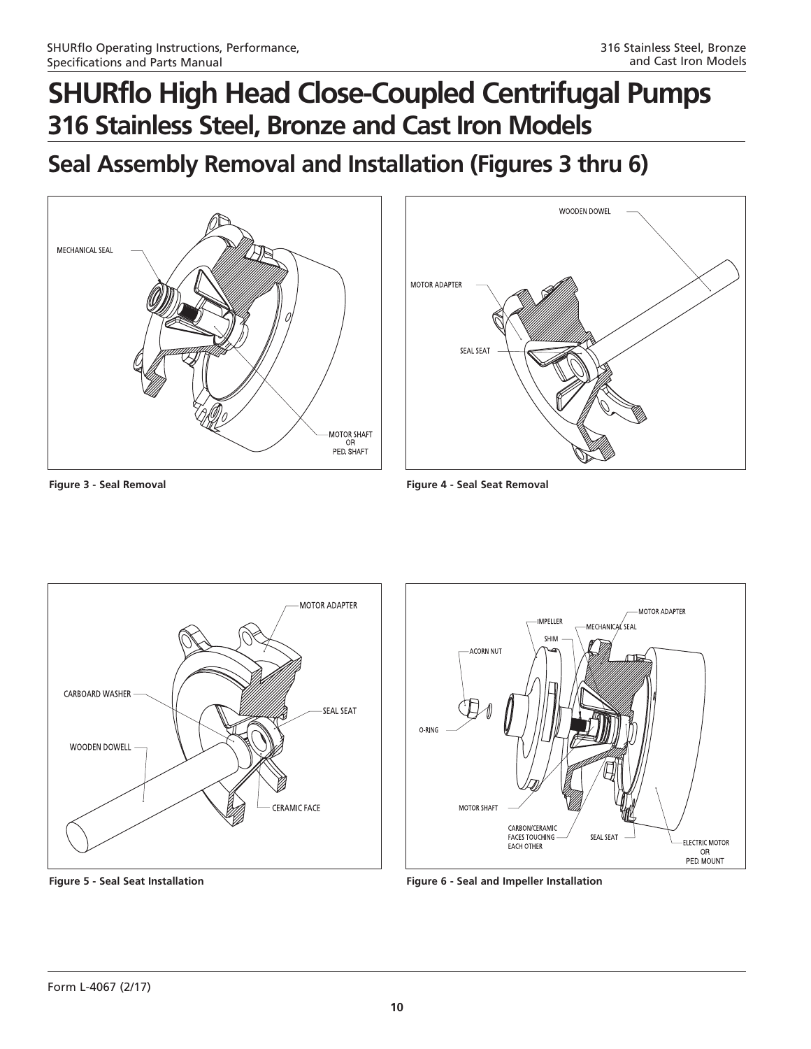# SHURflo High Head Close-Coupled Centrifugal Pumps
## 316 Stainless Steel, Bronze and Cast Iron Models

## Seal Assembly Removal and Installation (Figures 3 thru 6)

MECHANICAL SEAL

MOTOR SHAFT
OR
PED. SHAFT

**Figure 3 - Seal Removal**

WOODEN DOWEL

MOTOR ADAPTER

SEAL SEAT

**Figure 4 - Seal Seat Removal**

MOTOR ADAPTER

CARBOARD WASHER

SEAL SEAT

WOODEN DOWELL

CERAMIC FACE

**Figure 5 - Seal Seat Installation**

MOTOR ADAPTER

IMPELLER

MECHANICAL SEAL

SHIM

ACORN NUT

O-RING

MOTOR SHAFT

CARBON/CERAMIC
FACES TOUCHING
EACH OTHER

SEAL SEAT

ELECTRIC MOTOR
OR
PED. MOUNT

**Figure 6 - Seal and Impeller Installation**

Form L-4067 (2/17)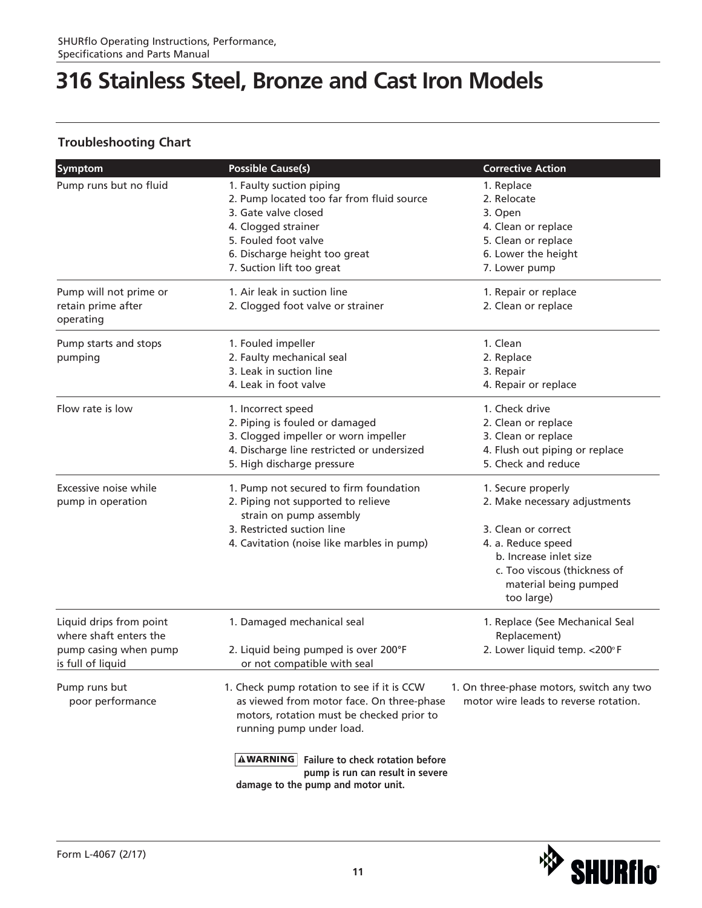# 316 Stainless Steel, Bronze and Cast Iron Models

### Troubleshooting Chart

| Symptom | Possible Cause(s) | Corrective Action |
|---|---|---|
| Pump runs but no fluid | 1. Faulty suction piping<br>2. Pump located too far from fluid source<br>3. Gate valve closed<br>4. Clogged strainer<br>5. Fouled foot valve<br>6. Discharge height too great<br>7. Suction lift too great | 1. Replace<br>2. Relocate<br>3. Open<br>4. Clean or replace<br>5. Clean or replace<br>6. Lower the height<br>7. Lower pump |
| Pump will not prime or retain prime after operating | 1. Air leak in suction line<br>2. Clogged foot valve or strainer | 1. Repair or replace<br>2. Clean or replace |
| Pump starts and stops pumping | 1. Fouled impeller<br>2. Faulty mechanical seal<br>3. Leak in suction line<br>4. Leak in foot valve | 1. Clean<br>2. Replace<br>3. Repair<br>4. Repair or replace |
| Flow rate is low | 1. Incorrect speed<br>2. Piping is fouled or damaged<br>3. Clogged impeller or worn impeller<br>4. Discharge line restricted or undersized<br>5. High discharge pressure | 1. Check drive<br>2. Clean or replace<br>3. Clean or replace<br>4. Flush out piping or replace<br>5. Check and reduce |
| Excessive noise while pump in operation | 1. Pump not secured to firm foundation<br>2. Piping not supported to relieve strain on pump assembly<br>3. Restricted suction line<br>4. Cavitation (noise like marbles in pump) | 1. Secure properly<br>2. Make necessary adjustments<br>3. Clean or correct<br>4. a. Reduce speed<br>b. Increase inlet size<br>c. Too viscous (thickness of material being pumped too large) |
| Liquid drips from point where shaft enters the pump casing when pump is full of liquid | 1. Damaged mechanical seal<br>2. Liquid being pumped is over 200°F or not compatible with seal | 1. Replace (See Mechanical Seal Replacement)<br>2. Lower liquid temp. <200°F |
| Pump runs but poor performance | 1. Check pump rotation to see if it is CCW as viewed from motor face. On three-phase motors, rotation must be checked prior to running pump under load.<br><br>**⚠WARNING Failure to check rotation before pump is run can result in severe damage to the pump and motor unit.** | 1. On three-phase motors, switch any two motor wire leads to reverse rotation. |

Form L-4067 (2/17)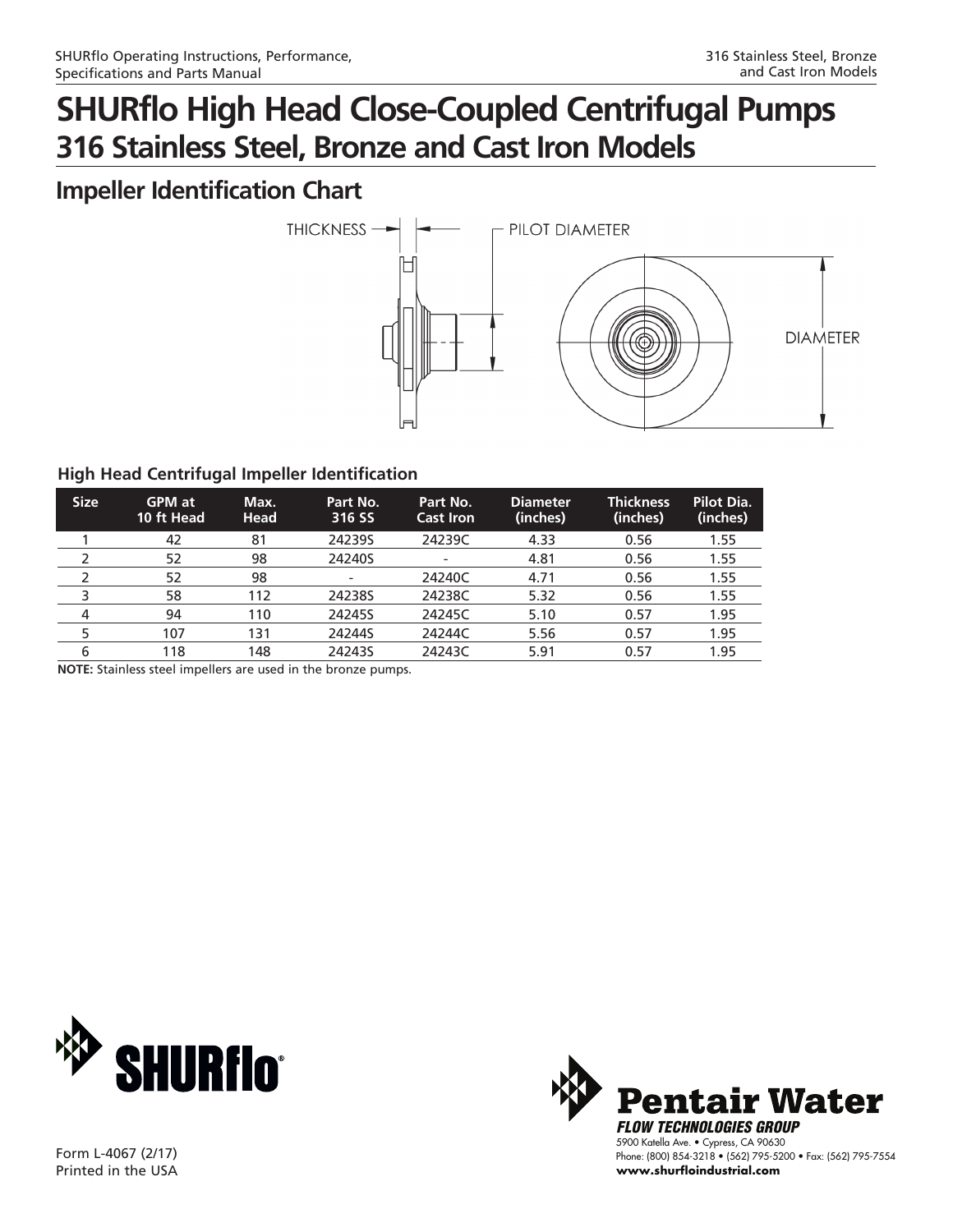# SHURflo High Head Close-Coupled Centrifugal Pumps
## 316 Stainless Steel, Bronze and Cast Iron Models

## Impeller Identification Chart

THICKNESS
PILOT DIAMETER
DIAMETER

### High Head Centrifugal Impeller Identification

| Size | GPM at 10 ft Head | Max. Head | Part No. 316 SS | Part No. Cast Iron | Diameter (inches) | Thickness (inches) | Pilot Dia. (inches) |
|---|---|---|---|---|---|---|---|
| 1 | 42 | 81 | 24239S | 24239C | 4.33 | 0.56 | 1.55 |
| 2 | 52 | 98 | 24240S | - | 4.81 | 0.56 | 1.55 |
| 2 | 52 | 98 | - | 24240C | 4.71 | 0.56 | 1.55 |
| 3 | 58 | 112 | 24238S | 24238C | 5.32 | 0.56 | 1.55 |
| 4 | 94 | 110 | 24245S | 24245C | 5.10 | 0.57 | 1.95 |
| 5 | 107 | 131 | 24244S | 24244C | 5.56 | 0.57 | 1.95 |
| 6 | 118 | 148 | 24243S | 24243C | 5.91 | 0.57 | 1.95 |

**NOTE:** Stainless steel impellers are used in the bronze pumps.

SHURflo®

Pentair Water
*FLOW TECHNOLOGIES GROUP*
5900 Katella Ave. • Cypress, CA 90630
Phone: (800) 854-3218 • (562) 795-5200 • Fax: (562) 795-7554
**www.shurfloindustrial.com**

Form L-4067 (2/17)
Printed in the USA